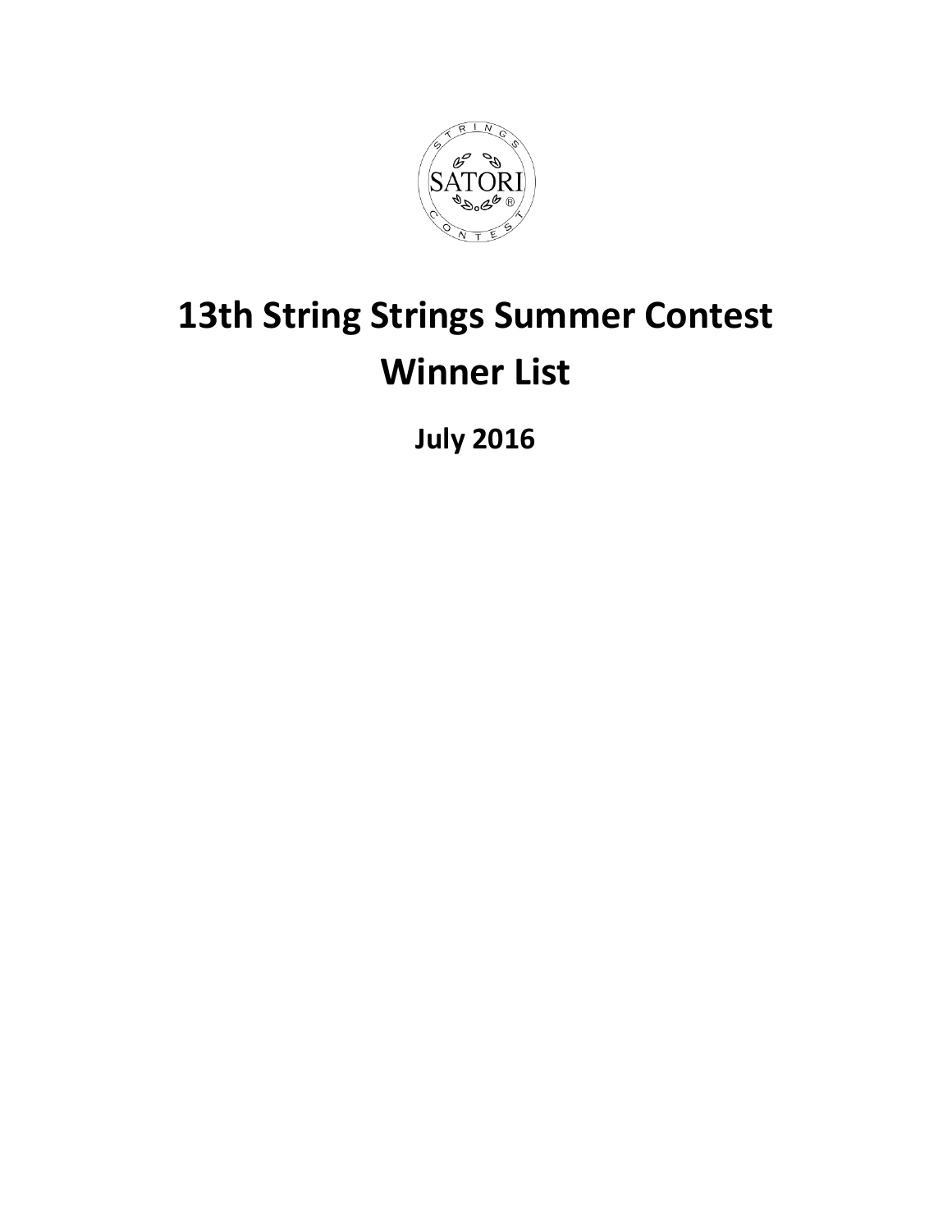# 13th String Strings Summer Contest Winner List

## July 2016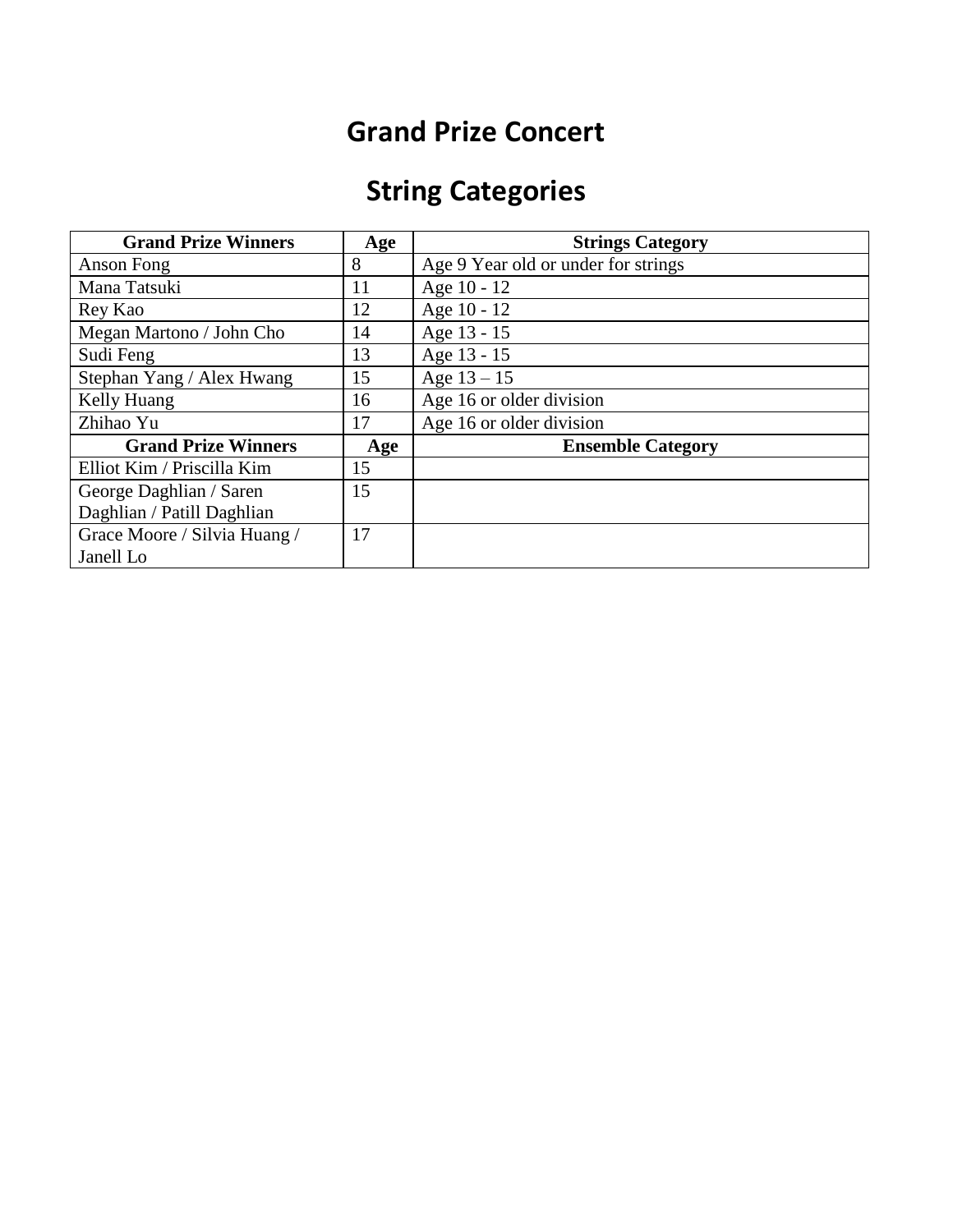# Grand Prize Concert

## String Categories

| Grand Prize Winners | Age | Strings Category |
|---|---|---|
| Anson Fong | 8 | Age 9 Year old or under for strings |
| Mana Tatsuki | 11 | Age 10 - 12 |
| Rey Kao | 12 | Age 10 - 12 |
| Megan Martono / John Cho | 14 | Age 13 - 15 |
| Sudi Feng | 13 | Age 13 - 15 |
| Stephan Yang / Alex Hwang | 15 | Age 13 – 15 |
| Kelly Huang | 16 | Age 16 or older division |
| Zhihao Yu | 17 | Age 16 or older division |
| **Grand Prize Winners** | **Age** | **Ensemble Category** |
| Elliot Kim / Priscilla Kim | 15 | |
| George Daghlian / Saren Daghlian / Patill Daghlian | 15 | |
| Grace Moore / Silvia Huang / Janell Lo | 17 | |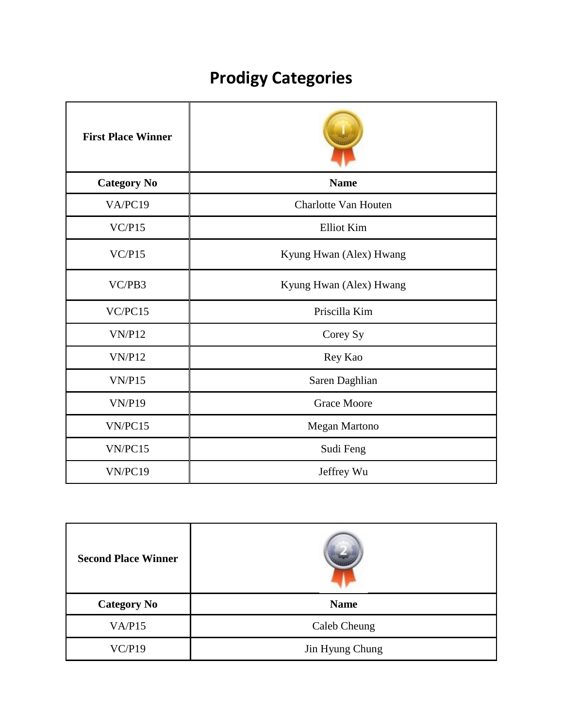# Prodigy Categories

| First Place Winner | |
|---|---|
| **Category No** | **Name** |
| VA/PC19 | Charlotte Van Houten |
| VC/P15 | Elliot Kim |
| VC/P15 | Kyung Hwan (Alex) Hwang |
| VC/PB3 | Kyung Hwan (Alex) Hwang |
| VC/PC15 | Priscilla Kim |
| VN/P12 | Corey Sy |
| VN/P12 | Rey Kao |
| VN/P15 | Saren Daghlian |
| VN/P19 | Grace Moore |
| VN/PC15 | Megan Martono |
| VN/PC15 | Sudi Feng |
| VN/PC19 | Jeffrey Wu |

| Second Place Winner | |
|---|---|
| **Category No** | **Name** |
| VA/P15 | Caleb Cheung |
| VC/P19 | Jin Hyung Chung |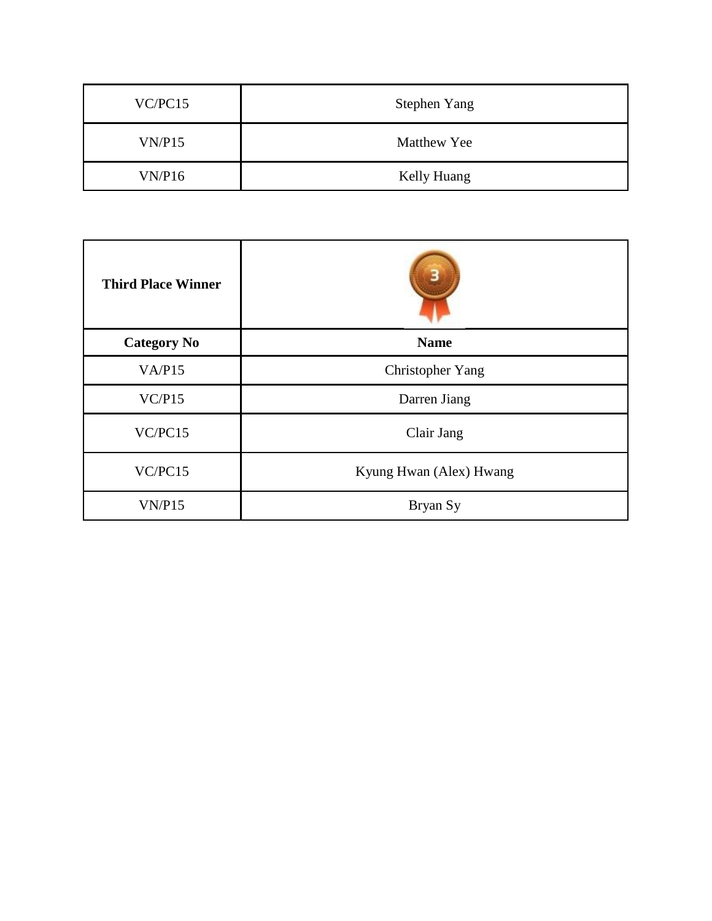| VC/PC15 | Stephen Yang |
|---|---|
| VN/P15 | Matthew Yee |
| VN/P16 | Kelly Huang |

| **Third Place Winner** | |
|---|---|
| **Category No** | **Name** |
| VA/P15 | Christopher Yang |
| VC/P15 | Darren Jiang |
| VC/PC15 | Clair Jang |
| VC/PC15 | Kyung Hwan (Alex) Hwang |
| VN/P15 | Bryan Sy |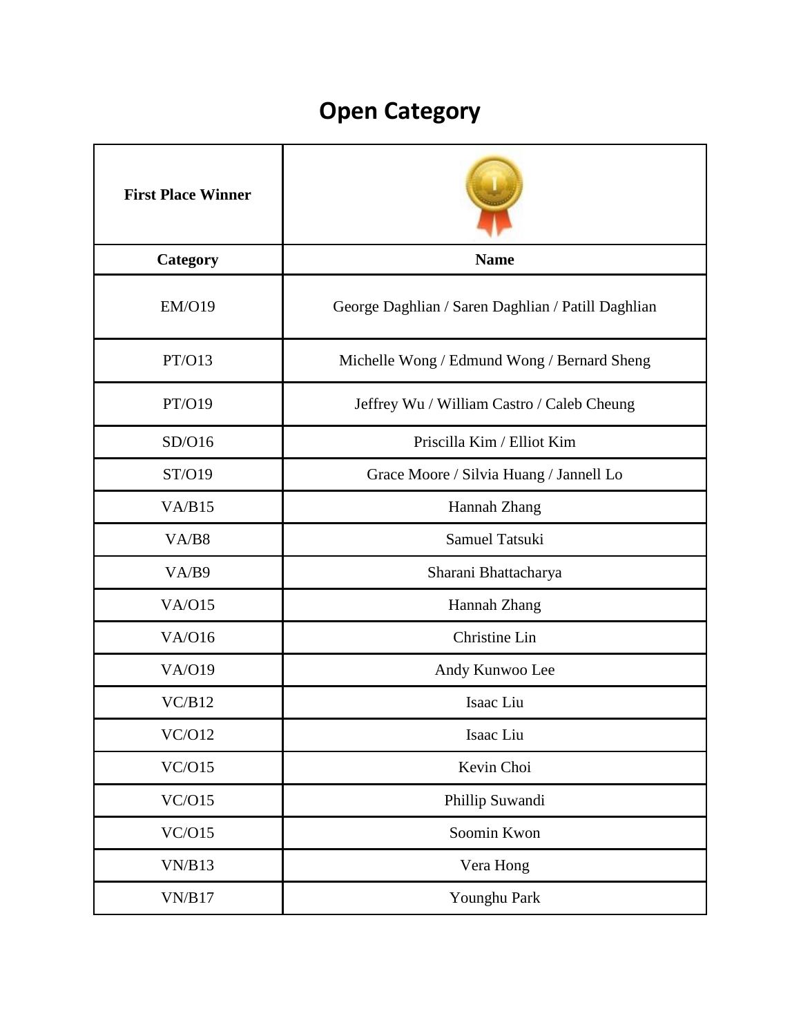# Open Category

| First Place Winner | |
| --- | --- |
| **Category** | **Name** |
| EM/O19 | George Daghlian / Saren Daghlian / Patill Daghlian |
| PT/O13 | Michelle Wong / Edmund Wong / Bernard Sheng |
| PT/O19 | Jeffrey Wu / William Castro / Caleb Cheung |
| SD/O16 | Priscilla Kim / Elliot Kim |
| ST/O19 | Grace Moore / Silvia Huang / Jannell Lo |
| VA/B15 | Hannah Zhang |
| VA/B8 | Samuel Tatsuki |
| VA/B9 | Sharani Bhattacharya |
| VA/O15 | Hannah Zhang |
| VA/O16 | Christine Lin |
| VA/O19 | Andy Kunwoo Lee |
| VC/B12 | Isaac Liu |
| VC/O12 | Isaac Liu |
| VC/O15 | Kevin Choi |
| VC/O15 | Phillip Suwandi |
| VC/O15 | Soomin Kwon |
| VN/B13 | Vera Hong |
| VN/B17 | Younghu Park |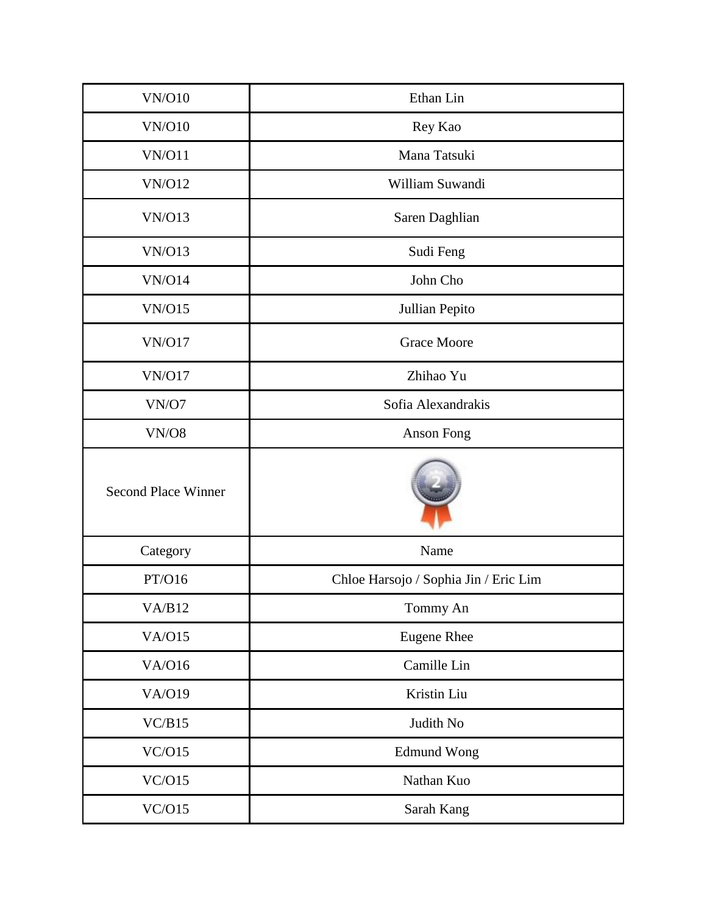| VN/O10 | Ethan Lin |
|---|---|
| VN/O10 | Rey Kao |
| VN/O11 | Mana Tatsuki |
| VN/O12 | William Suwandi |
| VN/O13 | Saren Daghlian |
| VN/O13 | Sudi Feng |
| VN/O14 | John Cho |
| VN/O15 | Jullian Pepito |
| VN/O17 | Grace Moore |
| VN/O17 | Zhihao Yu |
| VN/O7 | Sofia Alexandrakis |
| VN/O8 | Anson Fong |
| Second Place Winner | |
| Category | Name |
| PT/O16 | Chloe Harsojo / Sophia Jin / Eric Lim |
| VA/B12 | Tommy An |
| VA/O15 | Eugene Rhee |
| VA/O16 | Camille Lin |
| VA/O19 | Kristin Liu |
| VC/B15 | Judith No |
| VC/O15 | Edmund Wong |
| VC/O15 | Nathan Kuo |
| VC/O15 | Sarah Kang |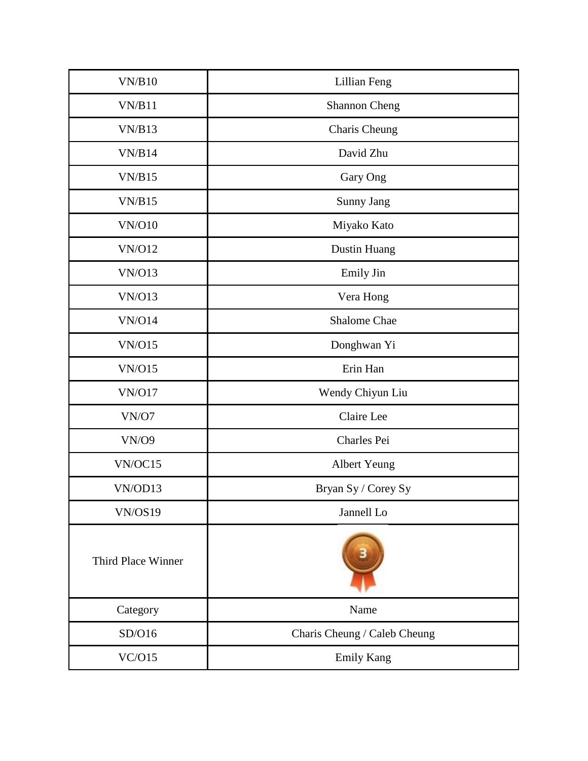| VN/B10 | Lillian Feng |
|---|---|
| VN/B11 | Shannon Cheng |
| VN/B13 | Charis Cheung |
| VN/B14 | David Zhu |
| VN/B15 | Gary Ong |
| VN/B15 | Sunny Jang |
| VN/O10 | Miyako Kato |
| VN/O12 | Dustin Huang |
| VN/O13 | Emily Jin |
| VN/O13 | Vera Hong |
| VN/O14 | Shalome Chae |
| VN/O15 | Donghwan Yi |
| VN/O15 | Erin Han |
| VN/O17 | Wendy Chiyun Liu |
| VN/O7 | Claire Lee |
| VN/O9 | Charles Pei |
| VN/OC15 | Albert Yeung |
| VN/OD13 | Bryan Sy / Corey Sy |
| VN/OS19 | Jannell Lo |
| Third Place Winner | |
| Category | Name |
| SD/O16 | Charis Cheung / Caleb Cheung |
| VC/O15 | Emily Kang |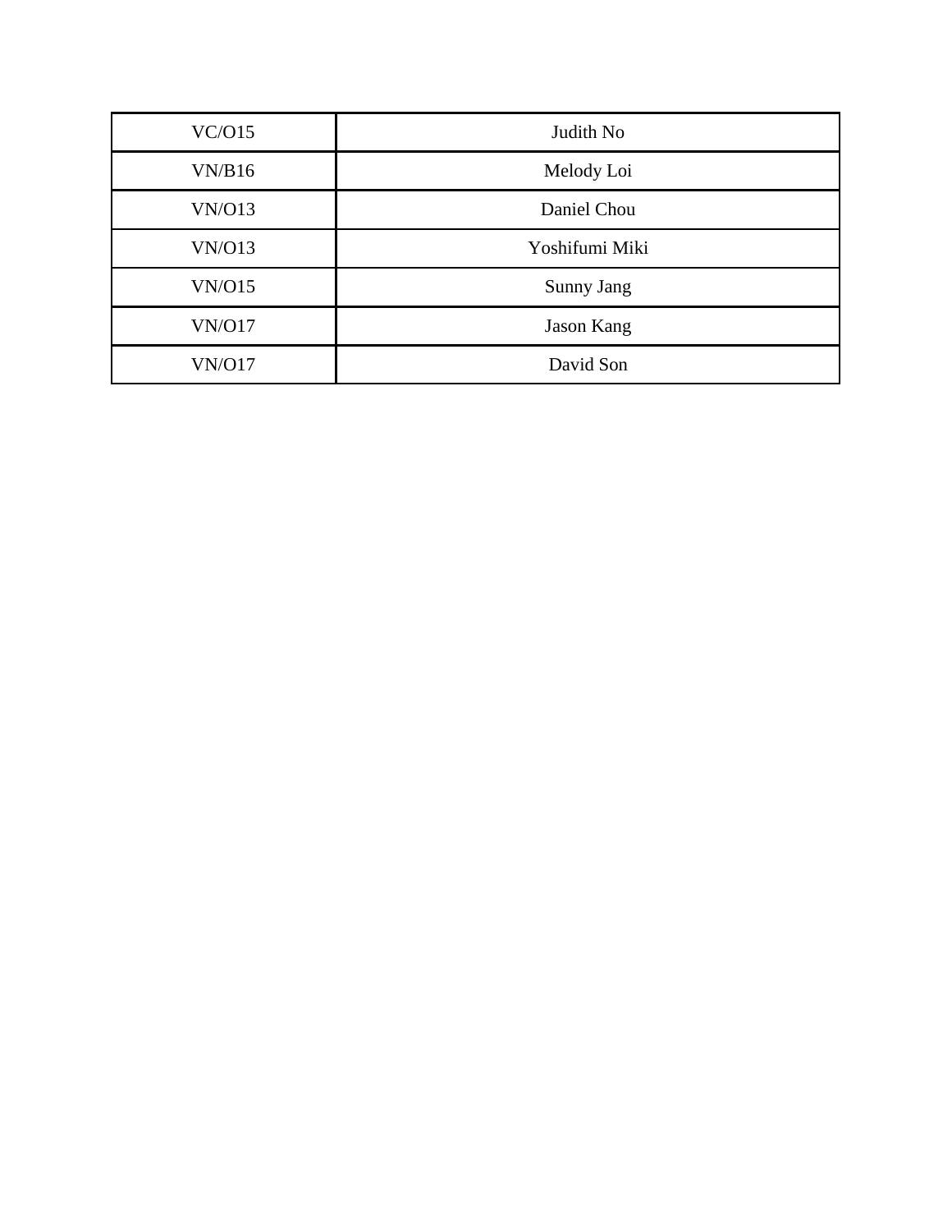| VC/O15 | Judith No |
| --- | --- |
| VN/B16 | Melody Loi |
| VN/O13 | Daniel Chou |
| VN/O13 | Yoshifumi Miki |
| VN/O15 | Sunny Jang |
| VN/O17 | Jason Kang |
| VN/O17 | David Son |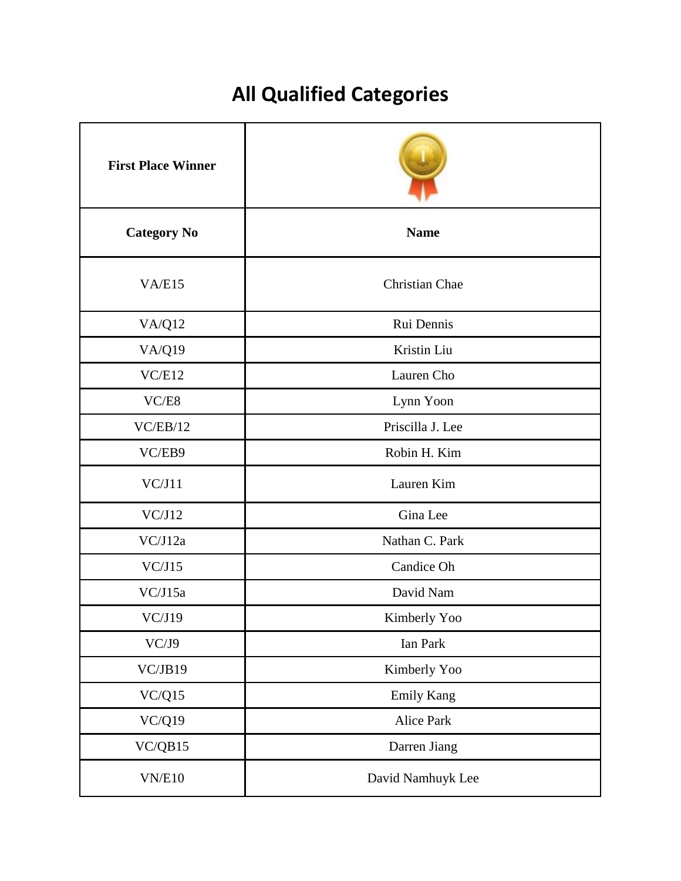# All Qualified Categories

| First Place Winner | |
|---|---|
| **Category No** | **Name** |
| VA/E15 | Christian Chae |
| VA/Q12 | Rui Dennis |
| VA/Q19 | Kristin Liu |
| VC/E12 | Lauren Cho |
| VC/E8 | Lynn Yoon |
| VC/EB/12 | Priscilla J. Lee |
| VC/EB9 | Robin H. Kim |
| VC/J11 | Lauren Kim |
| VC/J12 | Gina Lee |
| VC/J12a | Nathan C. Park |
| VC/J15 | Candice Oh |
| VC/J15a | David Nam |
| VC/J19 | Kimberly Yoo |
| VC/J9 | Ian Park |
| VC/JB19 | Kimberly Yoo |
| VC/Q15 | Emily Kang |
| VC/Q19 | Alice Park |
| VC/QB15 | Darren Jiang |
| VN/E10 | David Namhuyk Lee |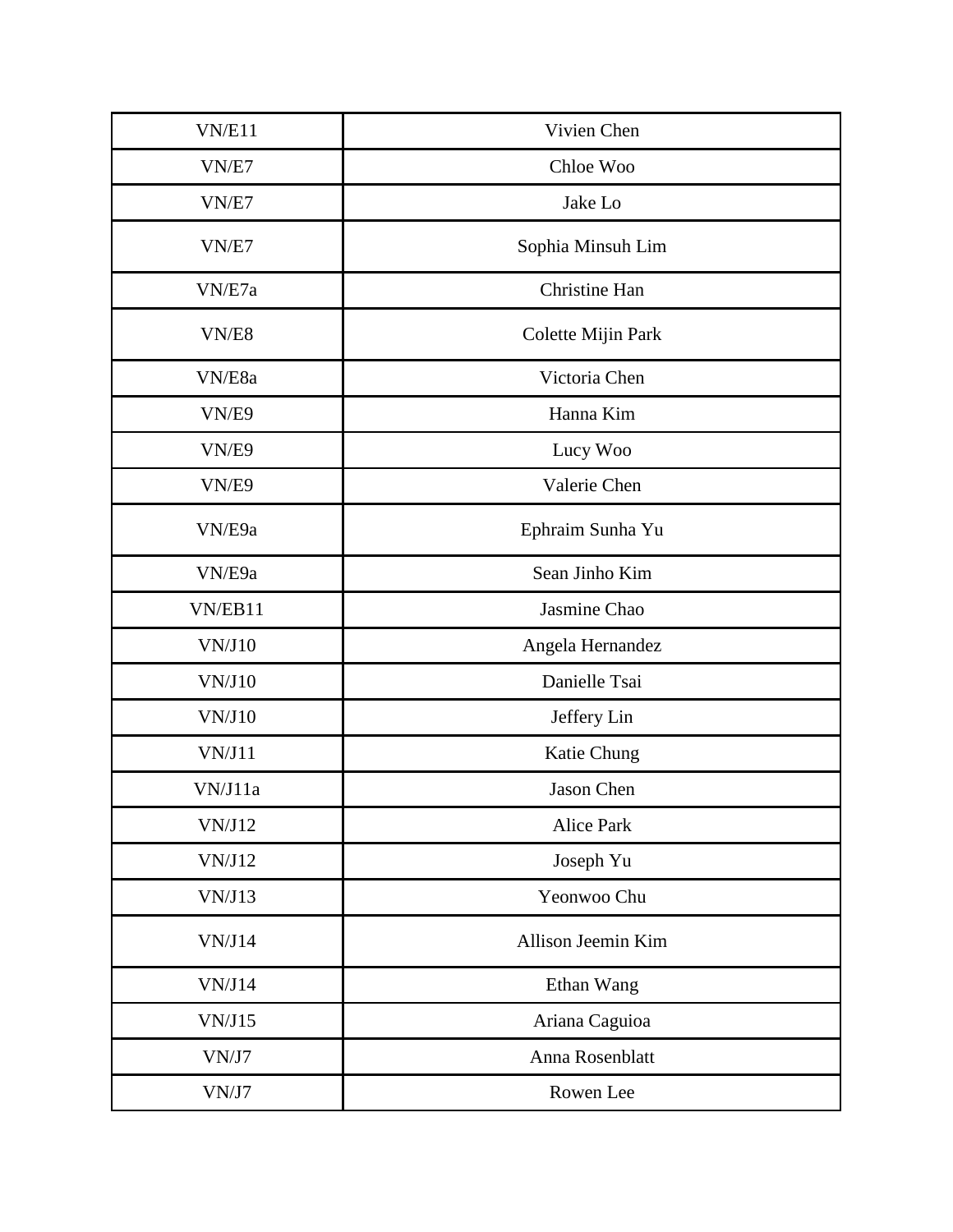| VN/E11 | Vivien Chen |
|---|---|
| VN/E7 | Chloe Woo |
| VN/E7 | Jake Lo |
| VN/E7 | Sophia Minsuh Lim |
| VN/E7a | Christine Han |
| VN/E8 | Colette Mijin Park |
| VN/E8a | Victoria Chen |
| VN/E9 | Hanna Kim |
| VN/E9 | Lucy Woo |
| VN/E9 | Valerie Chen |
| VN/E9a | Ephraim Sunha Yu |
| VN/E9a | Sean Jinho Kim |
| VN/EB11 | Jasmine Chao |
| VN/J10 | Angela Hernandez |
| VN/J10 | Danielle Tsai |
| VN/J10 | Jeffery Lin |
| VN/J11 | Katie Chung |
| VN/J11a | Jason Chen |
| VN/J12 | Alice Park |
| VN/J12 | Joseph Yu |
| VN/J13 | Yeonwoo Chu |
| VN/J14 | Allison Jeemin Kim |
| VN/J14 | Ethan Wang |
| VN/J15 | Ariana Caguioa |
| VN/J7 | Anna Rosenblatt |
| VN/J7 | Rowen Lee |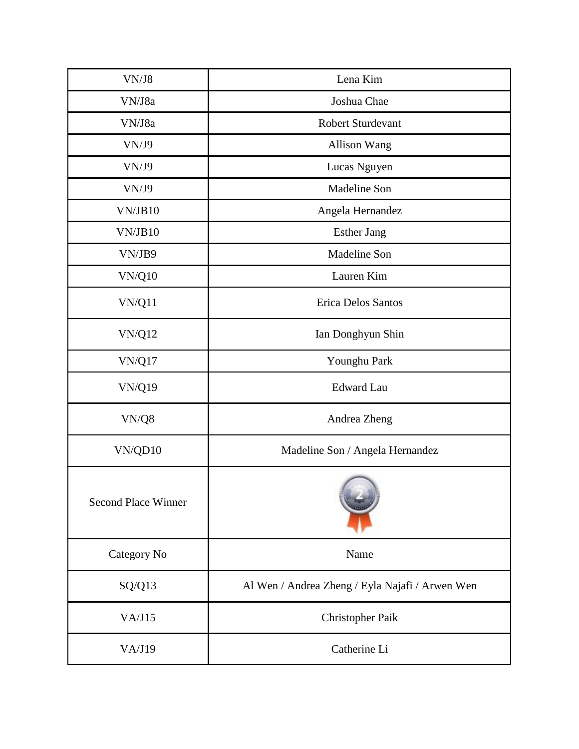| | |
|---|---|
| VN/J8 | Lena Kim |
| VN/J8a | Joshua Chae |
| VN/J8a | Robert Sturdevant |
| VN/J9 | Allison Wang |
| VN/J9 | Lucas Nguyen |
| VN/J9 | Madeline Son |
| VN/JB10 | Angela Hernandez |
| VN/JB10 | Esther Jang |
| VN/JB9 | Madeline Son |
| VN/Q10 | Lauren Kim |
| VN/Q11 | Erica Delos Santos |
| VN/Q12 | Ian Donghyun Shin |
| VN/Q17 | Younghu Park |
| VN/Q19 | Edward Lau |
| VN/Q8 | Andrea Zheng |
| VN/QD10 | Madeline Son / Angela Hernandez |

| Second Place Winner | |
|---|---|
| Category No | Name |
| SQ/Q13 | Al Wen / Andrea Zheng / Eyla Najafi / Arwen Wen |
| VA/J15 | Christopher Paik |
| VA/J19 | Catherine Li |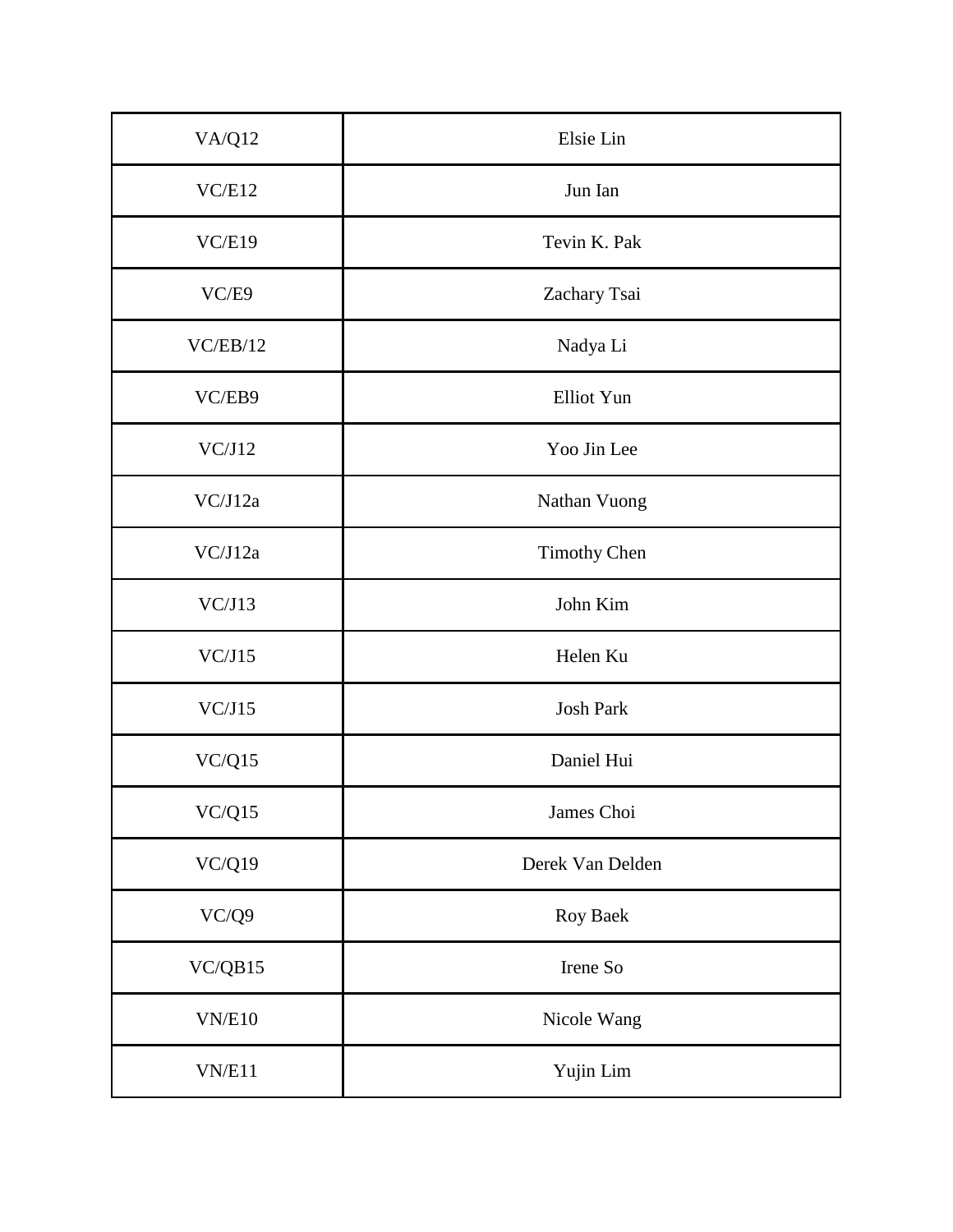| VA/Q12 | Elsie Lin |
|---|---|
| VC/E12 | Jun Ian |
| VC/E19 | Tevin K. Pak |
| VC/E9 | Zachary Tsai |
| VC/EB/12 | Nadya Li |
| VC/EB9 | Elliot Yun |
| VC/J12 | Yoo Jin Lee |
| VC/J12a | Nathan Vuong |
| VC/J12a | Timothy Chen |
| VC/J13 | John Kim |
| VC/J15 | Helen Ku |
| VC/J15 | Josh Park |
| VC/Q15 | Daniel Hui |
| VC/Q15 | James Choi |
| VC/Q19 | Derek Van Delden |
| VC/Q9 | Roy Baek |
| VC/QB15 | Irene So |
| VN/E10 | Nicole Wang |
| VN/E11 | Yujin Lim |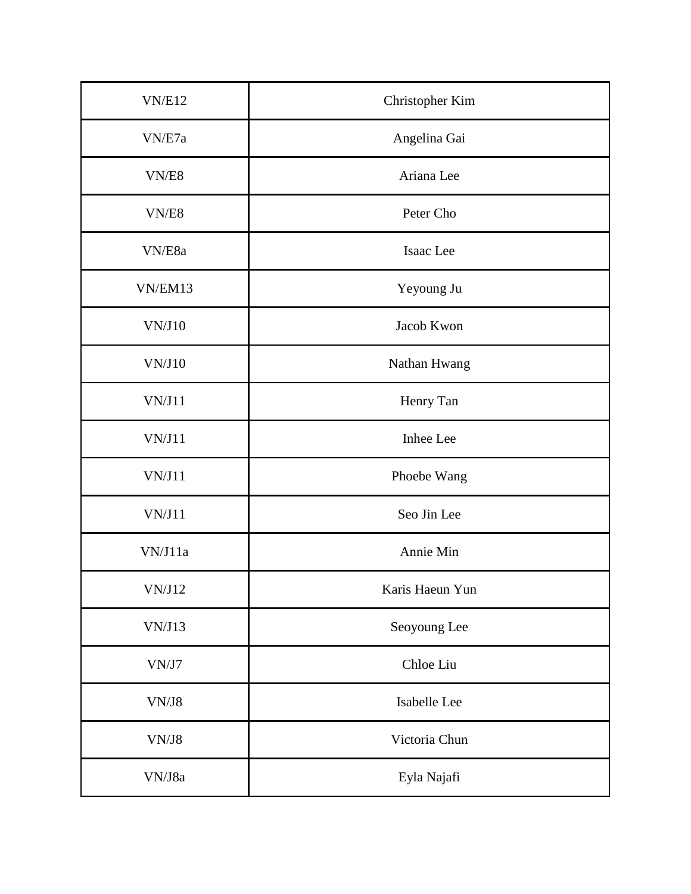| VN/E12 | Christopher Kim |
|---|---|
| VN/E7a | Angelina Gai |
| VN/E8 | Ariana Lee |
| VN/E8 | Peter Cho |
| VN/E8a | Isaac Lee |
| VN/EM13 | Yeyoung Ju |
| VN/J10 | Jacob Kwon |
| VN/J10 | Nathan Hwang |
| VN/J11 | Henry Tan |
| VN/J11 | Inhee Lee |
| VN/J11 | Phoebe Wang |
| VN/J11 | Seo Jin Lee |
| VN/J11a | Annie Min |
| VN/J12 | Karis Haeun Yun |
| VN/J13 | Seoyoung Lee |
| VN/J7 | Chloe Liu |
| VN/J8 | Isabelle Lee |
| VN/J8 | Victoria Chun |
| VN/J8a | Eyla Najafi |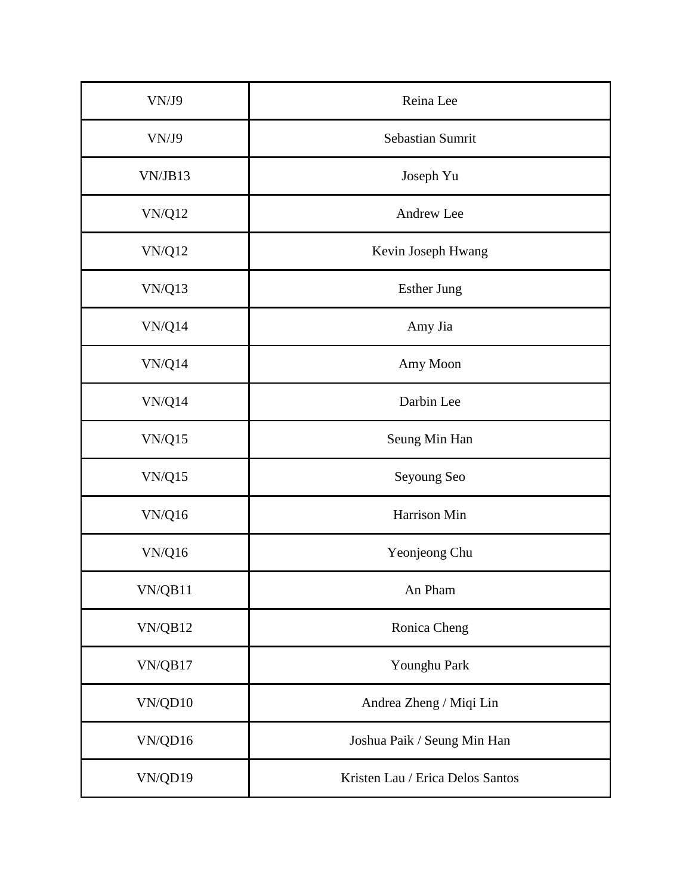| VN/J9 | Reina Lee |
|---|---|
| VN/J9 | Sebastian Sumrit |
| VN/JB13 | Joseph Yu |
| VN/Q12 | Andrew Lee |
| VN/Q12 | Kevin Joseph Hwang |
| VN/Q13 | Esther Jung |
| VN/Q14 | Amy Jia |
| VN/Q14 | Amy Moon |
| VN/Q14 | Darbin Lee |
| VN/Q15 | Seung Min Han |
| VN/Q15 | Seyoung Seo |
| VN/Q16 | Harrison Min |
| VN/Q16 | Yeonjeong Chu |
| VN/QB11 | An Pham |
| VN/QB12 | Ronica Cheng |
| VN/QB17 | Younghu Park |
| VN/QD10 | Andrea Zheng / Miqi Lin |
| VN/QD16 | Joshua Paik / Seung Min Han |
| VN/QD19 | Kristen Lau / Erica Delos Santos |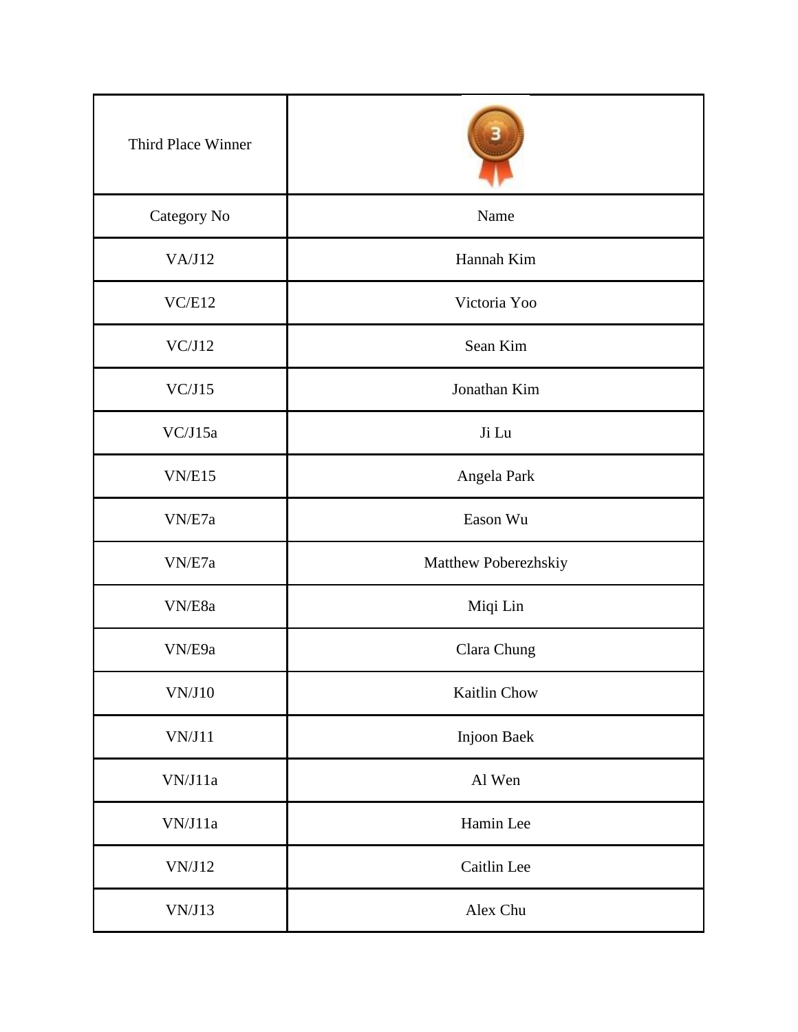| Third Place Winner | |
|---|---|
| Category No | Name |
| VA/J12 | Hannah Kim |
| VC/E12 | Victoria Yoo |
| VC/J12 | Sean Kim |
| VC/J15 | Jonathan Kim |
| VC/J15a | Ji Lu |
| VN/E15 | Angela Park |
| VN/E7a | Eason Wu |
| VN/E7a | Matthew Poberezhskiy |
| VN/E8a | Miqi Lin |
| VN/E9a | Clara Chung |
| VN/J10 | Kaitlin Chow |
| VN/J11 | Injoon Baek |
| VN/J11a | Al Wen |
| VN/J11a | Hamin Lee |
| VN/J12 | Caitlin Lee |
| VN/J13 | Alex Chu |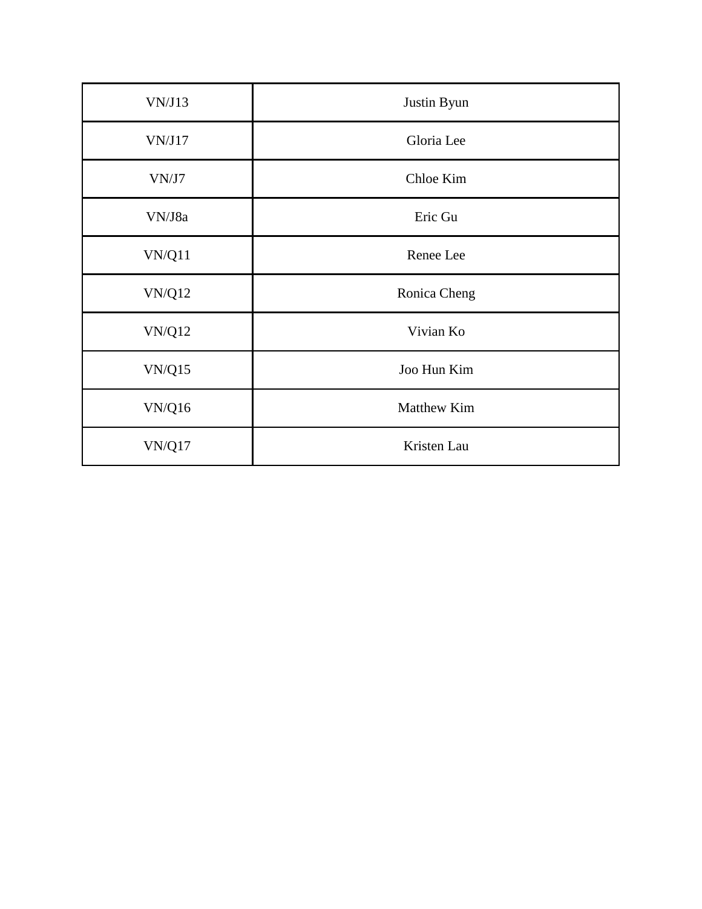| | |
|---|---|
| VN/J13 | Justin Byun |
| VN/J17 | Gloria Lee |
| VN/J7 | Chloe Kim |
| VN/J8a | Eric Gu |
| VN/Q11 | Renee Lee |
| VN/Q12 | Ronica Cheng |
| VN/Q12 | Vivian Ko |
| VN/Q15 | Joo Hun Kim |
| VN/Q16 | Matthew Kim |
| VN/Q17 | Kristen Lau |